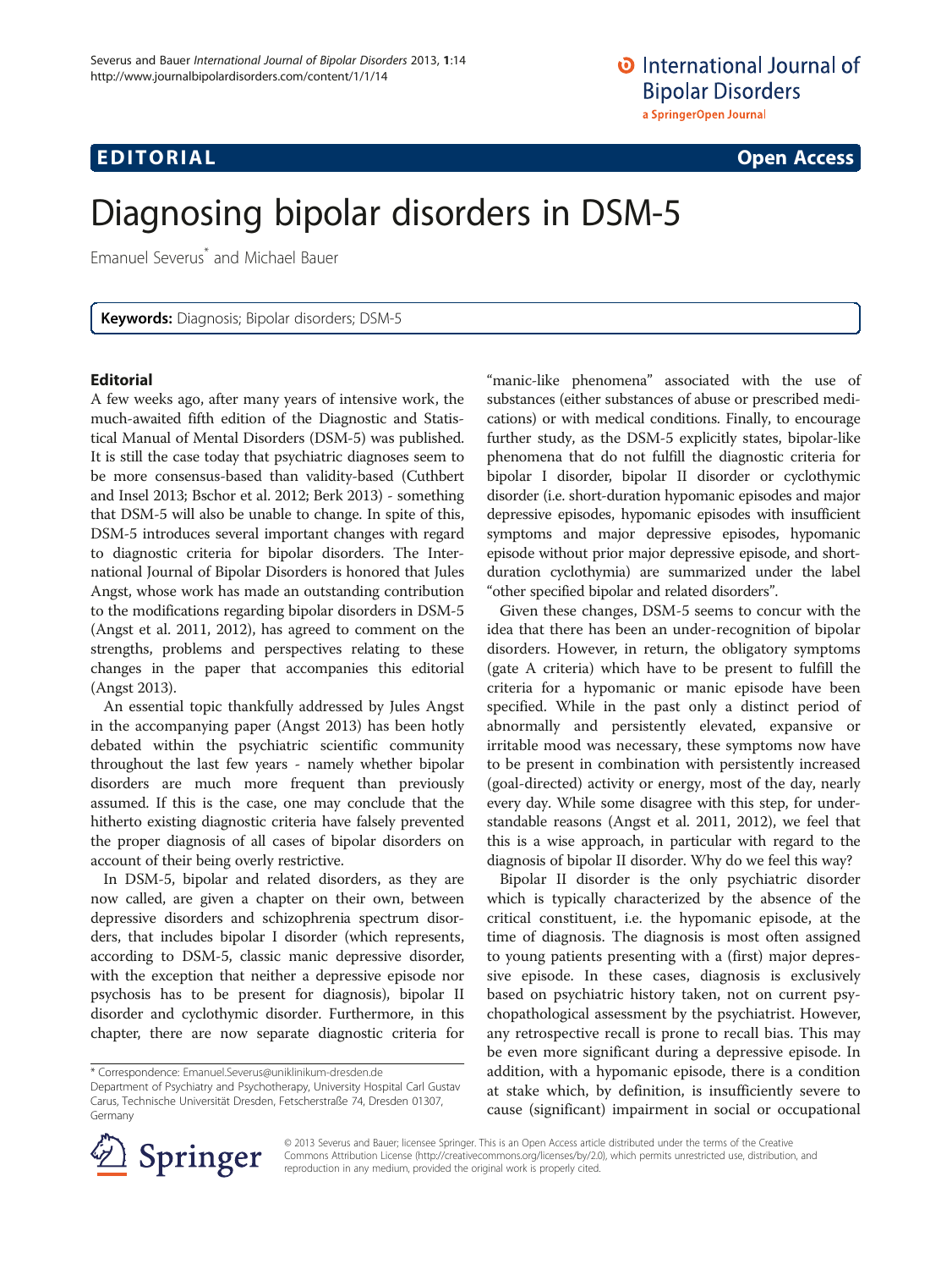**EDITORIAL** **Open Access**

# Diagnosing bipolar disorders in DSM-5

Emanuel Severus* and Michael Bauer

**Keywords:** Diagnosis; Bipolar disorders; DSM-5

## Editorial

A few weeks ago, after many years of intensive work, the much-awaited fifth edition of the Diagnostic and Statistical Manual of Mental Disorders (DSM-5) was published. It is still the case today that psychiatric diagnoses seem to be more consensus-based than validity-based (Cuthbert and Insel 2013; Bschor et al. 2012; Berk 2013) - something that DSM-5 will also be unable to change. In spite of this, DSM-5 introduces several important changes with regard to diagnostic criteria for bipolar disorders. The International Journal of Bipolar Disorders is honored that Jules Angst, whose work has made an outstanding contribution to the modifications regarding bipolar disorders in DSM-5 (Angst et al. 2011, 2012), has agreed to comment on the strengths, problems and perspectives relating to these changes in the paper that accompanies this editorial (Angst 2013).

An essential topic thankfully addressed by Jules Angst in the accompanying paper (Angst 2013) has been hotly debated within the psychiatric scientific community throughout the last few years - namely whether bipolar disorders are much more frequent than previously assumed. If this is the case, one may conclude that the hitherto existing diagnostic criteria have falsely prevented the proper diagnosis of all cases of bipolar disorders on account of their being overly restrictive.

In DSM-5, bipolar and related disorders, as they are now called, are given a chapter on their own, between depressive disorders and schizophrenia spectrum disorders, that includes bipolar I disorder (which represents, according to DSM-5, classic manic depressive disorder, with the exception that neither a depressive episode nor psychosis has to be present for diagnosis), bipolar II disorder and cyclothymic disorder. Furthermore, in this chapter, there are now separate diagnostic criteria for "manic-like phenomena" associated with the use of substances (either substances of abuse or prescribed medications) or with medical conditions. Finally, to encourage further study, as the DSM-5 explicitly states, bipolar-like phenomena that do not fulfill the diagnostic criteria for bipolar I disorder, bipolar II disorder or cyclothymic disorder (i.e. short-duration hypomanic episodes and major depressive episodes, hypomanic episodes with insufficient symptoms and major depressive episodes, hypomanic episode without prior major depressive episode, and short-duration cyclothymia) are summarized under the label "other specified bipolar and related disorders".

Given these changes, DSM-5 seems to concur with the idea that there has been an under-recognition of bipolar disorders. However, in return, the obligatory symptoms (gate A criteria) which have to be present to fulfill the criteria for a hypomanic or manic episode have been specified. While in the past only a distinct period of abnormally and persistently elevated, expansive or irritable mood was necessary, these symptoms now have to be present in combination with persistently increased (goal-directed) activity or energy, most of the day, nearly every day. While some disagree with this step, for understandable reasons (Angst et al. 2011, 2012), we feel that this is a wise approach, in particular with regard to the diagnosis of bipolar II disorder. Why do we feel this way?

Bipolar II disorder is the only psychiatric disorder which is typically characterized by the absence of the critical constituent, i.e. the hypomanic episode, at the time of diagnosis. The diagnosis is most often assigned to young patients presenting with a (first) major depressive episode. In these cases, diagnosis is exclusively based on psychiatric history taken, not on current psychopathological assessment by the psychiatrist. However, any retrospective recall is prone to recall bias. This may be even more significant during a depressive episode. In addition, with a hypomanic episode, there is a condition at stake which, by definition, is insufficiently severe to cause (significant) impairment in social or occupational

\* Correspondence: Emanuel.Severus@uniklinikum-dresden.de
Department of Psychiatry and Psychotherapy, University Hospital Carl Gustav Carus, Technische Universität Dresden, Fetscherstraße 74, Dresden 01307, Germany

© 2013 Severus and Bauer; licensee Springer. This is an Open Access article distributed under the terms of the Creative Commons Attribution License (http://creativecommons.org/licenses/by/2.0), which permits unrestricted use, distribution, and reproduction in any medium, provided the original work is properly cited.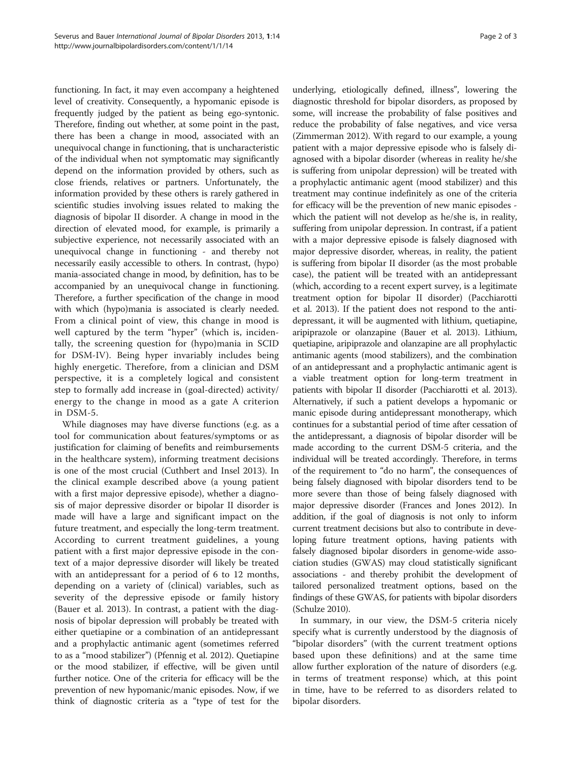functioning. In fact, it may even accompany a heightened level of creativity. Consequently, a hypomanic episode is frequently judged by the patient as being ego-syntonic. Therefore, finding out whether, at some point in the past, there has been a change in mood, associated with an unequivocal change in functioning, that is uncharacteristic of the individual when not symptomatic may significantly depend on the information provided by others, such as close friends, relatives or partners. Unfortunately, the information provided by these others is rarely gathered in scientific studies involving issues related to making the diagnosis of bipolar II disorder. A change in mood in the direction of elevated mood, for example, is primarily a subjective experience, not necessarily associated with an unequivocal change in functioning - and thereby not necessarily easily accessible to others. In contrast, (hypo) mania-associated change in mood, by definition, has to be accompanied by an unequivocal change in functioning. Therefore, a further specification of the change in mood with which (hypo)mania is associated is clearly needed. From a clinical point of view, this change in mood is well captured by the term "hyper" (which is, incidentally, the screening question for (hypo)mania in SCID for DSM-IV). Being hyper invariably includes being highly energetic. Therefore, from a clinician and DSM perspective, it is a completely logical and consistent step to formally add increase in (goal-directed) activity/energy to the change in mood as a gate A criterion in DSM-5.

While diagnoses may have diverse functions (e.g. as a tool for communication about features/symptoms or as justification for claiming of benefits and reimbursements in the healthcare system), informing treatment decisions is one of the most crucial (Cuthbert and Insel 2013). In the clinical example described above (a young patient with a first major depressive episode), whether a diagnosis of major depressive disorder or bipolar II disorder is made will have a large and significant impact on the future treatment, and especially the long-term treatment. According to current treatment guidelines, a young patient with a first major depressive episode in the context of a major depressive disorder will likely be treated with an antidepressant for a period of 6 to 12 months, depending on a variety of (clinical) variables, such as severity of the depressive episode or family history (Bauer et al. 2013). In contrast, a patient with the diagnosis of bipolar depression will probably be treated with either quetiapine or a combination of an antidepressant and a prophylactic antimanic agent (sometimes referred to as a "mood stabilizer") (Pfennig et al. 2012). Quetiapine or the mood stabilizer, if effective, will be given until further notice. One of the criteria for efficacy will be the prevention of new hypomanic/manic episodes. Now, if we think of diagnostic criteria as a "type of test for the underlying, etiologically defined, illness", lowering the diagnostic threshold for bipolar disorders, as proposed by some, will increase the probability of false positives and reduce the probability of false negatives, and vice versa (Zimmerman 2012). With regard to our example, a young patient with a major depressive episode who is falsely diagnosed with a bipolar disorder (whereas in reality he/she is suffering from unipolar depression) will be treated with a prophylactic antimanic agent (mood stabilizer) and this treatment may continue indefinitely as one of the criteria for efficacy will be the prevention of new manic episodes - which the patient will not develop as he/she is, in reality, suffering from unipolar depression. In contrast, if a patient with a major depressive episode is falsely diagnosed with major depressive disorder, whereas, in reality, the patient is suffering from bipolar II disorder (as the most probable case), the patient will be treated with an antidepressant (which, according to a recent expert survey, is a legitimate treatment option for bipolar II disorder) (Pacchiarotti et al. 2013). If the patient does not respond to the antidepressant, it will be augmented with lithium, quetiapine, aripiprazole or olanzapine (Bauer et al. 2013). Lithium, quetiapine, aripiprazole and olanzapine are all prophylactic antimanic agents (mood stabilizers), and the combination of an antidepressant and a prophylactic antimanic agent is a viable treatment option for long-term treatment in patients with bipolar II disorder (Pacchiarotti et al. 2013). Alternatively, if such a patient develops a hypomanic or manic episode during antidepressant monotherapy, which continues for a substantial period of time after cessation of the antidepressant, a diagnosis of bipolar disorder will be made according to the current DSM-5 criteria, and the individual will be treated accordingly. Therefore, in terms of the requirement to "do no harm", the consequences of being falsely diagnosed with bipolar disorders tend to be more severe than those of being falsely diagnosed with major depressive disorder (Frances and Jones 2012). In addition, if the goal of diagnosis is not only to inform current treatment decisions but also to contribute in developing future treatment options, having patients with falsely diagnosed bipolar disorders in genome-wide association studies (GWAS) may cloud statistically significant associations - and thereby prohibit the development of tailored personalized treatment options, based on the findings of these GWAS, for patients with bipolar disorders (Schulze 2010).

In summary, in our view, the DSM-5 criteria nicely specify what is currently understood by the diagnosis of "bipolar disorders" (with the current treatment options based upon these definitions) and at the same time allow further exploration of the nature of disorders (e.g. in terms of treatment response) which, at this point in time, have to be referred to as disorders related to bipolar disorders.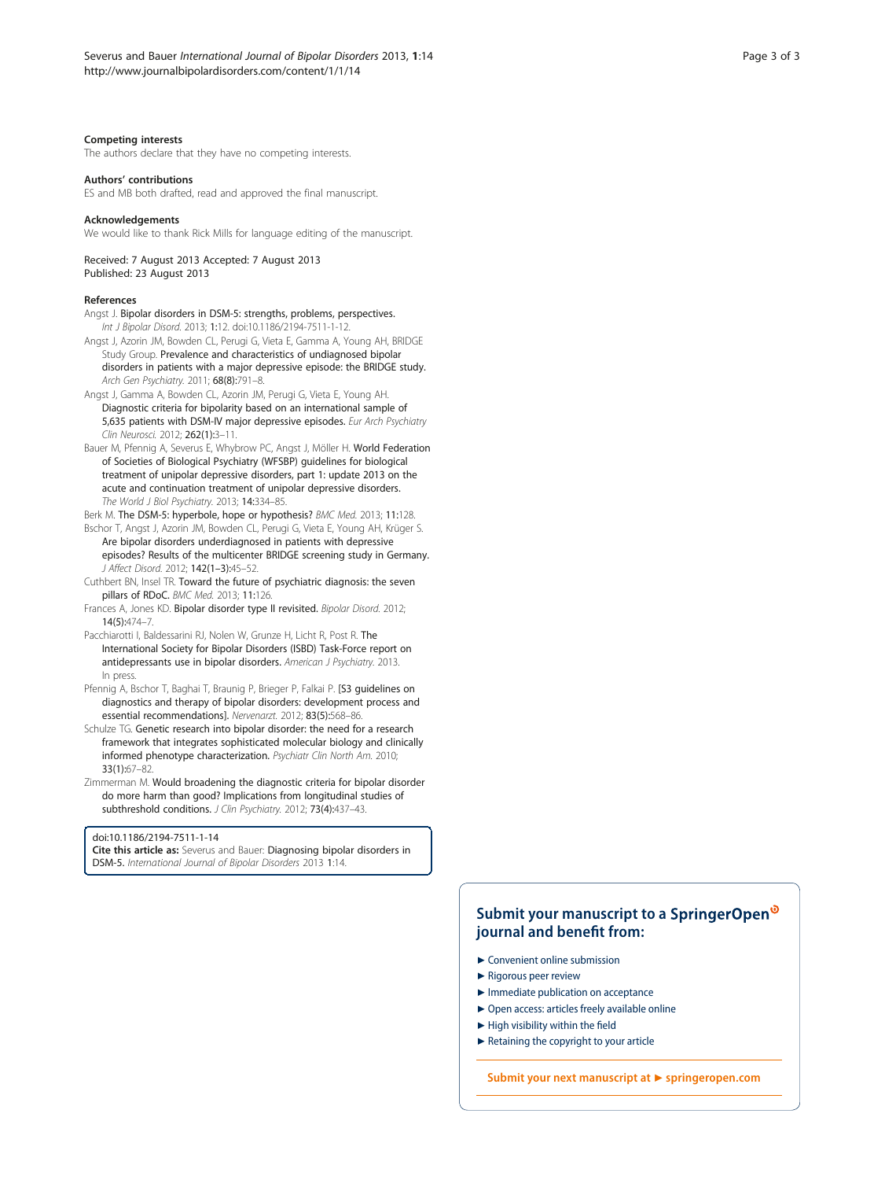### Competing interests

The authors declare that they have no competing interests.

### Authors' contributions

ES and MB both drafted, read and approved the final manuscript.

### Acknowledgements

We would like to thank Rick Mills for language editing of the manuscript.

Received: 7 August 2013 Accepted: 7 August 2013
Published: 23 August 2013

### References

Angst J. Bipolar disorders in DSM-5: strengths, problems, perspectives. *Int J Bipolar Disord.* 2013; **1**:12. doi:10.1186/2194-7511-1-12.

Angst J, Azorin JM, Bowden CL, Perugi G, Vieta E, Gamma A, Young AH, BRIDGE Study Group. Prevalence and characteristics of undiagnosed bipolar disorders in patients with a major depressive episode: the BRIDGE study. *Arch Gen Psychiatry.* 2011; **68**(8):791–8.

Angst J, Gamma A, Bowden CL, Azorin JM, Perugi G, Vieta E, Young AH. Diagnostic criteria for bipolarity based on an international sample of 5,635 patients with DSM-IV major depressive episodes. *Eur Arch Psychiatry Clin Neurosci.* 2012; **262**(1):3–11.

Bauer M, Pfennig A, Severus E, Whybrow PC, Angst J, Möller H. World Federation of Societies of Biological Psychiatry (WFSBP) guidelines for biological treatment of unipolar depressive disorders, part 1: update 2013 on the acute and continuation treatment of unipolar depressive disorders. *The World J Biol Psychiatry.* 2013; **14**:334–85.

Berk M. The DSM-5: hyperbole, hope or hypothesis? *BMC Med.* 2013; **11**:128.

Bschor T, Angst J, Azorin JM, Bowden CL, Perugi G, Vieta E, Young AH, Krüger S. Are bipolar disorders underdiagnosed in patients with depressive episodes? Results of the multicenter BRIDGE screening study in Germany. *J Affect Disord.* 2012; **142**(1–3):45–52.

Cuthbert BN, Insel TR. Toward the future of psychiatric diagnosis: the seven pillars of RDoC. *BMC Med.* 2013; **11**:126.

Frances A, Jones KD. Bipolar disorder type II revisited. *Bipolar Disord.* 2012; **14**(5):474–7.

Pacchiarotti I, Baldessarini RJ, Nolen W, Grunze H, Licht R, Post R. The International Society for Bipolar Disorders (ISBD) Task-Force report on antidepressants use in bipolar disorders. *American J Psychiatry.* 2013. In press.

Pfennig A, Bschor T, Baghai T, Braunig P, Brieger P, Falkai P. [S3 guidelines on diagnostics and therapy of bipolar disorders: development process and essential recommendations]. *Nervenarzt.* 2012; **83**(5):568–86.

Schulze TG. Genetic research into bipolar disorder: the need for a research framework that integrates sophisticated molecular biology and clinically informed phenotype characterization. *Psychiatr Clin North Am.* 2010; **33**(1):67–82.

Zimmerman M. Would broadening the diagnostic criteria for bipolar disorder do more harm than good? Implications from longitudinal studies of subthreshold conditions. *J Clin Psychiatry.* 2012; **73**(4):437–43.

doi:10.1186/2194-7511-1-14
**Cite this article as:** Severus and Bauer: Diagnosing bipolar disorders in DSM-5. *International Journal of Bipolar Disorders* 2013 **1**:14.

**Submit your manuscript to a SpringerOpen journal and benefit from:**

- ► Convenient online submission
- ► Rigorous peer review
- ► Immediate publication on acceptance
- ► Open access: articles freely available online
- ► High visibility within the field
- ► Retaining the copyright to your article

**Submit your next manuscript at ► springeropen.com**